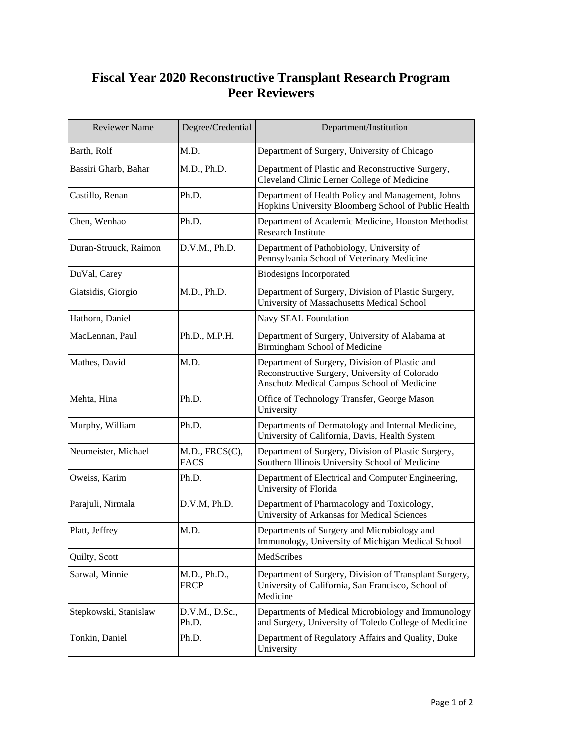# Fiscal Year 2020 Reconstructive Transplant Research Program Peer Reviewers

| Reviewer Name | Degree/Credential | Department/Institution |
|---|---|---|
| Barth, Rolf | M.D. | Department of Surgery, University of Chicago |
| Bassiri Gharb, Bahar | M.D., Ph.D. | Department of Plastic and Reconstructive Surgery, Cleveland Clinic Lerner College of Medicine |
| Castillo, Renan | Ph.D. | Department of Health Policy and Management, Johns Hopkins University Bloomberg School of Public Health |
| Chen, Wenhao | Ph.D. | Department of Academic Medicine, Houston Methodist Research Institute |
| Duran-Struuck, Raimon | D.V.M., Ph.D. | Department of Pathobiology, University of Pennsylvania School of Veterinary Medicine |
| DuVal, Carey | | Biodesigns Incorporated |
| Giatsidis, Giorgio | M.D., Ph.D. | Department of Surgery, Division of Plastic Surgery, University of Massachusetts Medical School |
| Hathorn, Daniel | | Navy SEAL Foundation |
| MacLennan, Paul | Ph.D., M.P.H. | Department of Surgery, University of Alabama at Birmingham School of Medicine |
| Mathes, David | M.D. | Department of Surgery, Division of Plastic and Reconstructive Surgery, University of Colorado Anschutz Medical Campus School of Medicine |
| Mehta, Hina | Ph.D. | Office of Technology Transfer, George Mason University |
| Murphy, William | Ph.D. | Departments of Dermatology and Internal Medicine, University of California, Davis, Health System |
| Neumeister, Michael | M.D., FRCS(C), FACS | Department of Surgery, Division of Plastic Surgery, Southern Illinois University School of Medicine |
| Oweiss, Karim | Ph.D. | Department of Electrical and Computer Engineering, University of Florida |
| Parajuli, Nirmala | D.V.M, Ph.D. | Department of Pharmacology and Toxicology, University of Arkansas for Medical Sciences |
| Platt, Jeffrey | M.D. | Departments of Surgery and Microbiology and Immunology, University of Michigan Medical School |
| Quilty, Scott | | MedScribes |
| Sarwal, Minnie | M.D., Ph.D., FRCP | Department of Surgery, Division of Transplant Surgery, University of California, San Francisco, School of Medicine |
| Stepkowski, Stanislaw | D.V.M., D.Sc., Ph.D. | Departments of Medical Microbiology and Immunology and Surgery, University of Toledo College of Medicine |
| Tonkin, Daniel | Ph.D. | Department of Regulatory Affairs and Quality, Duke University |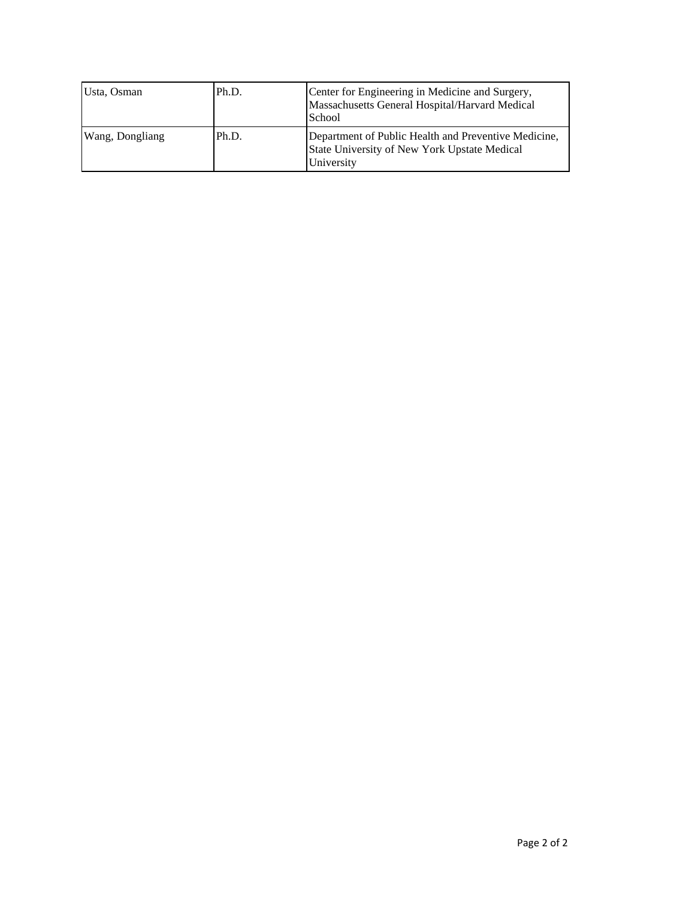| | | |
|---|---|---|
| Usta, Osman | Ph.D. | Center for Engineering in Medicine and Surgery, Massachusetts General Hospital/Harvard Medical School |
| Wang, Dongliang | Ph.D. | Department of Public Health and Preventive Medicine, State University of New York Upstate Medical University |